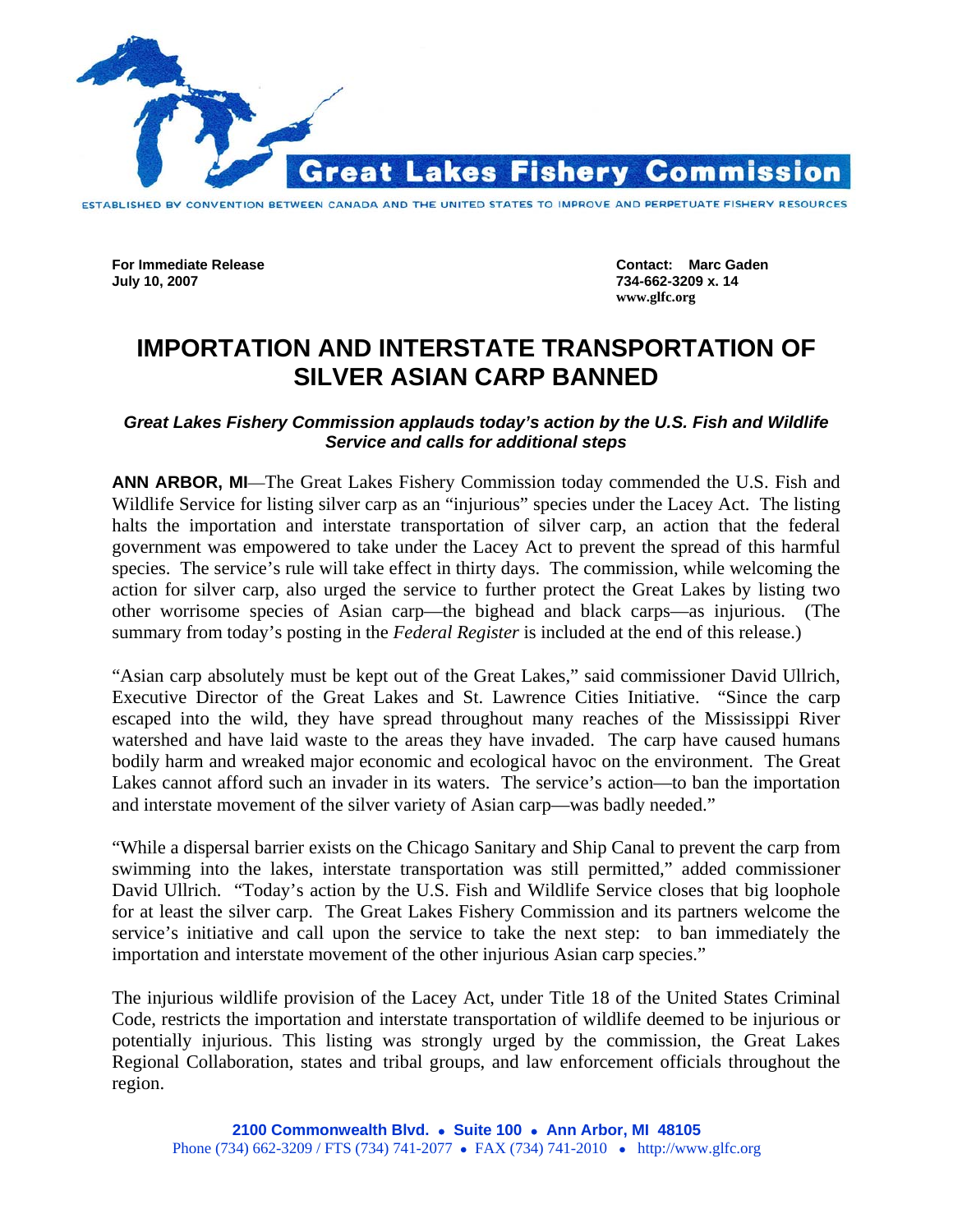**Great Lakes Fishery Commission**

ESTABLISHED BY CONVENTION BETWEEN CANADA AND THE UNITED STATES TO IMPROVE AND PERPETUATE FISHERY RESOURCES

**For Immediate Release**
**July 10, 2007**

**Contact: Marc Gaden**
**734-662-3209 x. 14**
**www.glfc.org**

# IMPORTATION AND INTERSTATE TRANSPORTATION OF SILVER ASIAN CARP BANNED

***Great Lakes Fishery Commission applauds today's action by the U.S. Fish and Wildlife Service and calls for additional steps***

**ANN ARBOR, MI**—The Great Lakes Fishery Commission today commended the U.S. Fish and Wildlife Service for listing silver carp as an "injurious" species under the Lacey Act. The listing halts the importation and interstate transportation of silver carp, an action that the federal government was empowered to take under the Lacey Act to prevent the spread of this harmful species. The service's rule will take effect in thirty days. The commission, while welcoming the action for silver carp, also urged the service to further protect the Great Lakes by listing two other worrisome species of Asian carp—the bighead and black carps—as injurious. (The summary from today's posting in the *Federal Register* is included at the end of this release.)

"Asian carp absolutely must be kept out of the Great Lakes," said commissioner David Ullrich, Executive Director of the Great Lakes and St. Lawrence Cities Initiative. "Since the carp escaped into the wild, they have spread throughout many reaches of the Mississippi River watershed and have laid waste to the areas they have invaded. The carp have caused humans bodily harm and wreaked major economic and ecological havoc on the environment. The Great Lakes cannot afford such an invader in its waters. The service's action—to ban the importation and interstate movement of the silver variety of Asian carp—was badly needed."

"While a dispersal barrier exists on the Chicago Sanitary and Ship Canal to prevent the carp from swimming into the lakes, interstate transportation was still permitted," added commissioner David Ullrich. "Today's action by the U.S. Fish and Wildlife Service closes that big loophole for at least the silver carp. The Great Lakes Fishery Commission and its partners welcome the service's initiative and call upon the service to take the next step: to ban immediately the importation and interstate movement of the other injurious Asian carp species."

The injurious wildlife provision of the Lacey Act, under Title 18 of the United States Criminal Code, restricts the importation and interstate transportation of wildlife deemed to be injurious or potentially injurious. This listing was strongly urged by the commission, the Great Lakes Regional Collaboration, states and tribal groups, and law enforcement officials throughout the region.

**2100 Commonwealth Blvd. • Suite 100 • Ann Arbor, MI 48105**
Phone (734) 662-3209 / FTS (734) 741-2077 • FAX (734) 741-2010 • http://www.glfc.org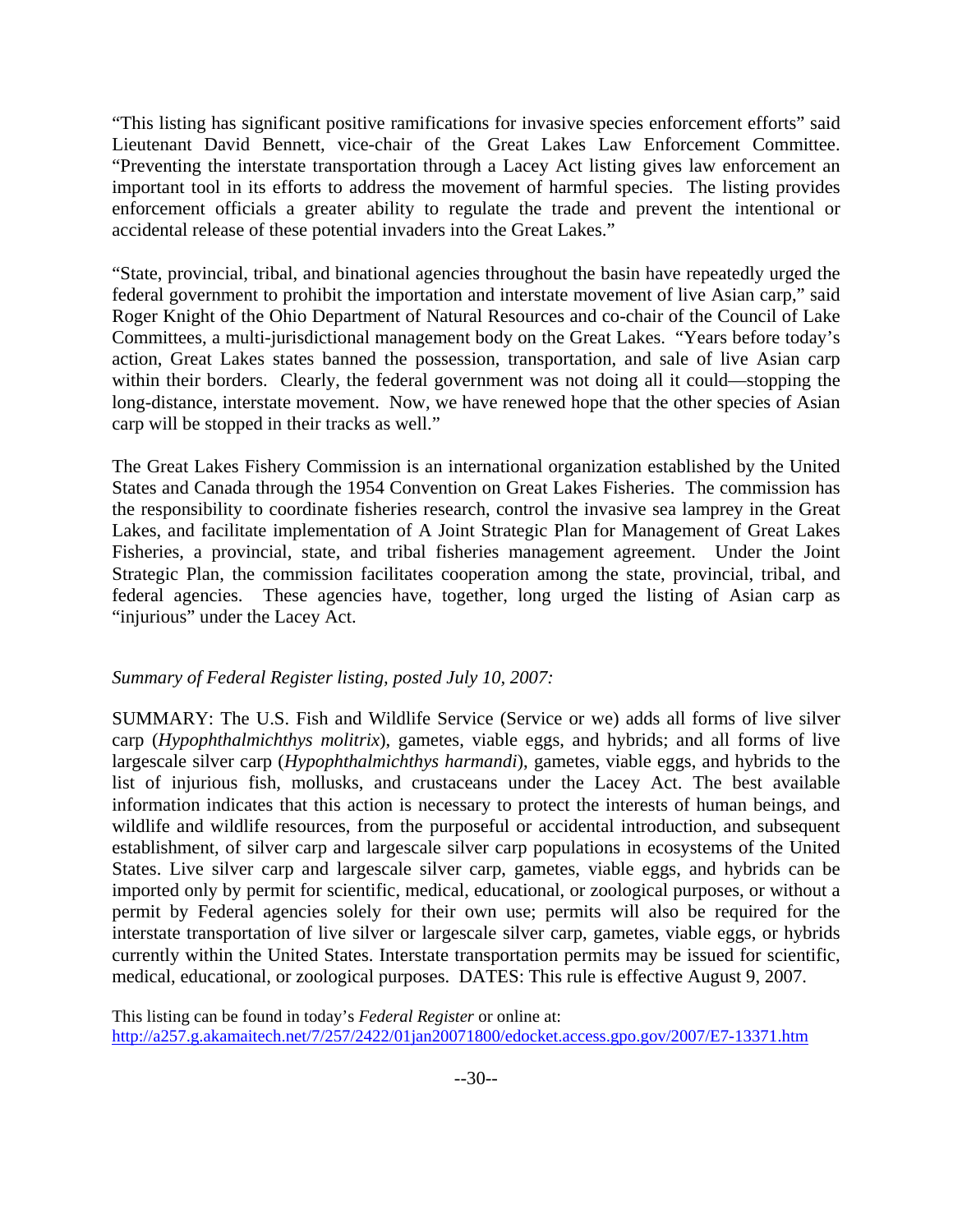"This listing has significant positive ramifications for invasive species enforcement efforts" said Lieutenant David Bennett, vice-chair of the Great Lakes Law Enforcement Committee. "Preventing the interstate transportation through a Lacey Act listing gives law enforcement an important tool in its efforts to address the movement of harmful species. The listing provides enforcement officials a greater ability to regulate the trade and prevent the intentional or accidental release of these potential invaders into the Great Lakes."

"State, provincial, tribal, and binational agencies throughout the basin have repeatedly urged the federal government to prohibit the importation and interstate movement of live Asian carp," said Roger Knight of the Ohio Department of Natural Resources and co-chair of the Council of Lake Committees, a multi-jurisdictional management body on the Great Lakes. "Years before today's action, Great Lakes states banned the possession, transportation, and sale of live Asian carp within their borders. Clearly, the federal government was not doing all it could—stopping the long-distance, interstate movement. Now, we have renewed hope that the other species of Asian carp will be stopped in their tracks as well."

The Great Lakes Fishery Commission is an international organization established by the United States and Canada through the 1954 Convention on Great Lakes Fisheries. The commission has the responsibility to coordinate fisheries research, control the invasive sea lamprey in the Great Lakes, and facilitate implementation of A Joint Strategic Plan for Management of Great Lakes Fisheries, a provincial, state, and tribal fisheries management agreement. Under the Joint Strategic Plan, the commission facilitates cooperation among the state, provincial, tribal, and federal agencies. These agencies have, together, long urged the listing of Asian carp as "injurious" under the Lacey Act.

*Summary of Federal Register listing, posted July 10, 2007:*

SUMMARY: The U.S. Fish and Wildlife Service (Service or we) adds all forms of live silver carp (*Hypophthalmichthys molitrix*), gametes, viable eggs, and hybrids; and all forms of live largescale silver carp (*Hypophthalmichthys harmandi*), gametes, viable eggs, and hybrids to the list of injurious fish, mollusks, and crustaceans under the Lacey Act. The best available information indicates that this action is necessary to protect the interests of human beings, and wildlife and wildlife resources, from the purposeful or accidental introduction, and subsequent establishment, of silver carp and largescale silver carp populations in ecosystems of the United States. Live silver carp and largescale silver carp, gametes, viable eggs, and hybrids can be imported only by permit for scientific, medical, educational, or zoological purposes, or without a permit by Federal agencies solely for their own use; permits will also be required for the interstate transportation of live silver or largescale silver carp, gametes, viable eggs, or hybrids currently within the United States. Interstate transportation permits may be issued for scientific, medical, educational, or zoological purposes. DATES: This rule is effective August 9, 2007.

This listing can be found in today's *Federal Register* or online at:
http://a257.g.akamaitech.net/7/257/2422/01jan20071800/edocket.access.gpo.gov/2007/E7-13371.htm